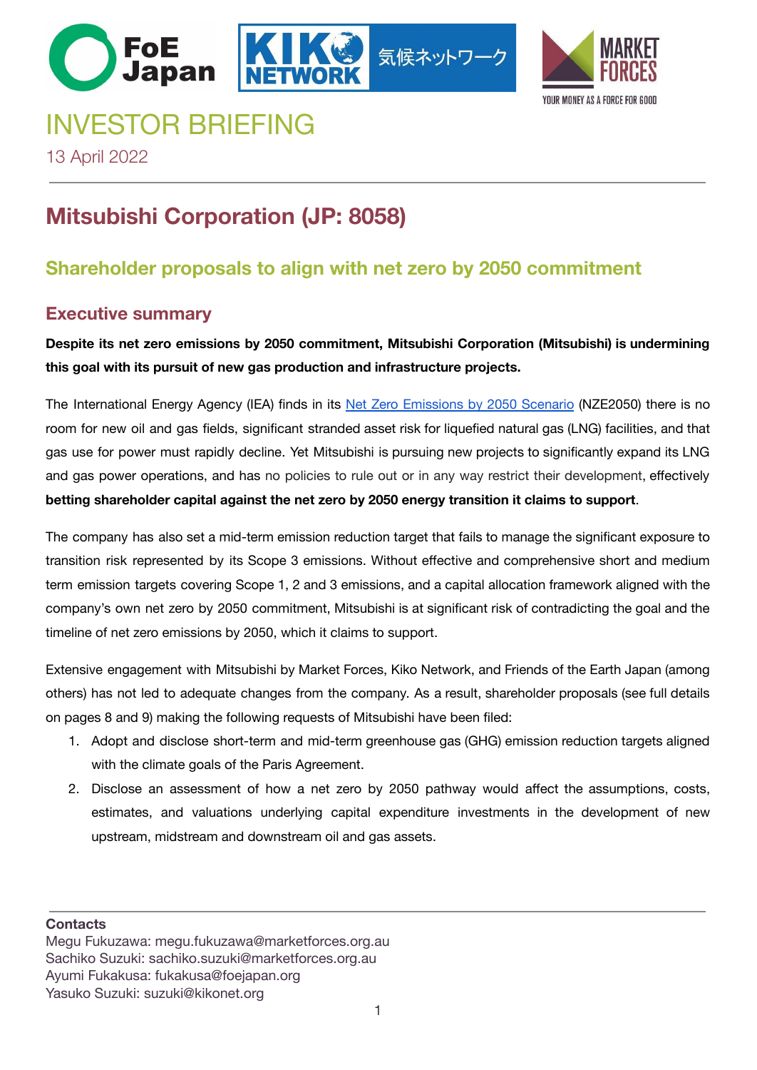# INVESTOR BRIEFING

13 April 2022

## Mitsubishi Corporation (JP: 8058)

### Shareholder proposals to align with net zero by 2050 commitment

### Executive summary

**Despite its net zero emissions by 2050 commitment, Mitsubishi Corporation (Mitsubishi) is undermining this goal with its pursuit of new gas production and infrastructure projects.**

The International Energy Agency (IEA) finds in its Net Zero Emissions by 2050 Scenario (NZE2050) there is no room for new oil and gas fields, significant stranded asset risk for liquefied natural gas (LNG) facilities, and that gas use for power must rapidly decline. Yet Mitsubishi is pursuing new projects to significantly expand its LNG and gas power operations, and has no policies to rule out or in any way restrict their development, effectively **betting shareholder capital against the net zero by 2050 energy transition it claims to support**.

The company has also set a mid-term emission reduction target that fails to manage the significant exposure to transition risk represented by its Scope 3 emissions. Without effective and comprehensive short and medium term emission targets covering Scope 1, 2 and 3 emissions, and a capital allocation framework aligned with the company's own net zero by 2050 commitment, Mitsubishi is at significant risk of contradicting the goal and the timeline of net zero emissions by 2050, which it claims to support.

Extensive engagement with Mitsubishi by Market Forces, Kiko Network, and Friends of the Earth Japan (among others) has not led to adequate changes from the company. As a result, shareholder proposals (see full details on pages 8 and 9) making the following requests of Mitsubishi have been filed:

1. Adopt and disclose short-term and mid-term greenhouse gas (GHG) emission reduction targets aligned with the climate goals of the Paris Agreement.
2. Disclose an assessment of how a net zero by 2050 pathway would affect the assumptions, costs, estimates, and valuations underlying capital expenditure investments in the development of new upstream, midstream and downstream oil and gas assets.

**Contacts**

Megu Fukuzawa: megu.fukuzawa@marketforces.org.au
Sachiko Suzuki: sachiko.suzuki@marketforces.org.au
Ayumi Fukakusa: fukakusa@foejapan.org
Yasuko Suzuki: suzuki@kikonet.org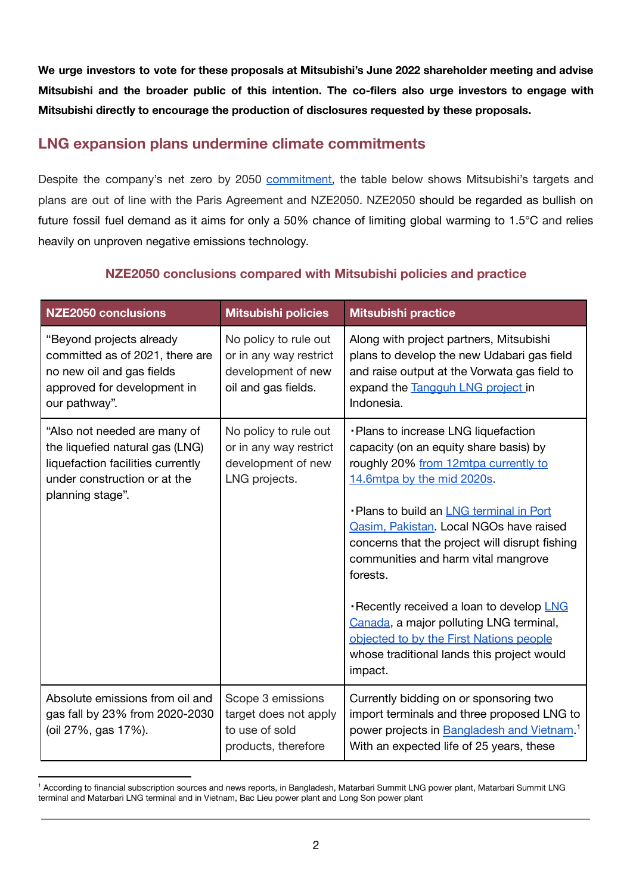**We urge investors to vote for these proposals at Mitsubishi's June 2022 shareholder meeting and advise Mitsubishi and the broader public of this intention. The co-filers also urge investors to engage with Mitsubishi directly to encourage the production of disclosures requested by these proposals.**

## LNG expansion plans undermine climate commitments

Despite the company's net zero by 2050 commitment, the table below shows Mitsubishi's targets and plans are out of line with the Paris Agreement and NZE2050. NZE2050 should be regarded as bullish on future fossil fuel demand as it aims for only a 50% chance of limiting global warming to 1.5°C and relies heavily on unproven negative emissions technology.

### NZE2050 conclusions compared with Mitsubishi policies and practice

| NZE2050 conclusions | Mitsubishi policies | Mitsubishi practice |
|---|---|---|
| "Beyond projects already committed as of 2021, there are no new oil and gas fields approved for development in our pathway". | No policy to rule out or in any way restrict development of new oil and gas fields. | Along with project partners, Mitsubishi plans to develop the new Udabari gas field and raise output at the Vorwata gas field to expand the Tangguh LNG project in Indonesia. |
| "Also not needed are many of the liquefied natural gas (LNG) liquefaction facilities currently under construction or at the planning stage". | No policy to rule out or in any way restrict development of new LNG projects. | ・Plans to increase LNG liquefaction capacity (on an equity share basis) by roughly 20% from 12mtpa currently to 14.6mtpa by the mid 2020s.<br><br>・Plans to build an LNG terminal in Port Qasim, Pakistan. Local NGOs have raised concerns that the project will disrupt fishing communities and harm vital mangrove forests.<br><br>・Recently received a loan to develop LNG Canada, a major polluting LNG terminal, objected to by the First Nations people whose traditional lands this project would impact. |
| Absolute emissions from oil and gas fall by 23% from 2020-2030 (oil 27%, gas 17%). | Scope 3 emissions target does not apply to use of sold products, therefore | Currently bidding on or sponsoring two import terminals and three proposed LNG to power projects in Bangladesh and Vietnam.[1] With an expected life of 25 years, these |

[1] According to financial subscription sources and news reports, in Bangladesh, Matarbari Summit LNG power plant, Matarbari Summit LNG terminal and Matarbari LNG terminal and in Vietnam, Bac Lieu power plant and Long Son power plant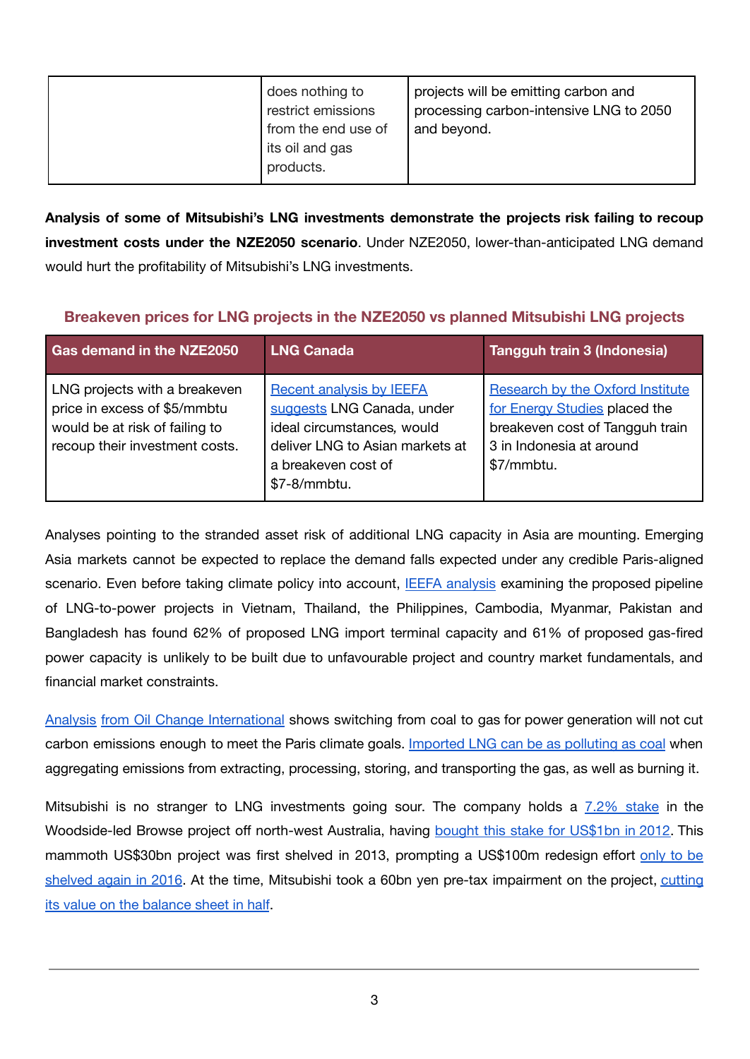| | does nothing to restrict emissions from the end use of its oil and gas products. | projects will be emitting carbon and processing carbon-intensive LNG to 2050 and beyond. |
|---|---|---|

**Analysis of some of Mitsubishi's LNG investments demonstrate the projects risk failing to recoup investment costs under the NZE2050 scenario**. Under NZE2050, lower-than-anticipated LNG demand would hurt the profitability of Mitsubishi's LNG investments.

**Breakeven prices for LNG projects in the NZE2050 vs planned Mitsubishi LNG projects**

| Gas demand in the NZE2050 | LNG Canada | Tangguh train 3 (Indonesia) |
|---|---|---|
| LNG projects with a breakeven price in excess of $5/mmbtu would be at risk of failing to recoup their investment costs. | Recent analysis by IEEFA suggests LNG Canada, under ideal circumstances, would deliver LNG to Asian markets at a breakeven cost of $7-8/mmbtu. | Research by the Oxford Institute for Energy Studies placed the breakeven cost of Tangguh train 3 in Indonesia at around $7/mmbtu. |

Analyses pointing to the stranded asset risk of additional LNG capacity in Asia are mounting. Emerging Asia markets cannot be expected to replace the demand falls expected under any credible Paris-aligned scenario. Even before taking climate policy into account, IEEFA analysis examining the proposed pipeline of LNG-to-power projects in Vietnam, Thailand, the Philippines, Cambodia, Myanmar, Pakistan and Bangladesh has found 62% of proposed LNG import terminal capacity and 61% of proposed gas-fired power capacity is unlikely to be built due to unfavourable project and country market fundamentals, and financial market constraints.

Analysis from Oil Change International shows switching from coal to gas for power generation will not cut carbon emissions enough to meet the Paris climate goals. Imported LNG can be as polluting as coal when aggregating emissions from extracting, processing, storing, and transporting the gas, as well as burning it.

Mitsubishi is no stranger to LNG investments going sour. The company holds a 7.2% stake in the Woodside-led Browse project off north-west Australia, having bought this stake for US$1bn in 2012. This mammoth US$30bn project was first shelved in 2013, prompting a US$100m redesign effort only to be shelved again in 2016. At the time, Mitsubishi took a 60bn yen pre-tax impairment on the project, cutting its value on the balance sheet in half.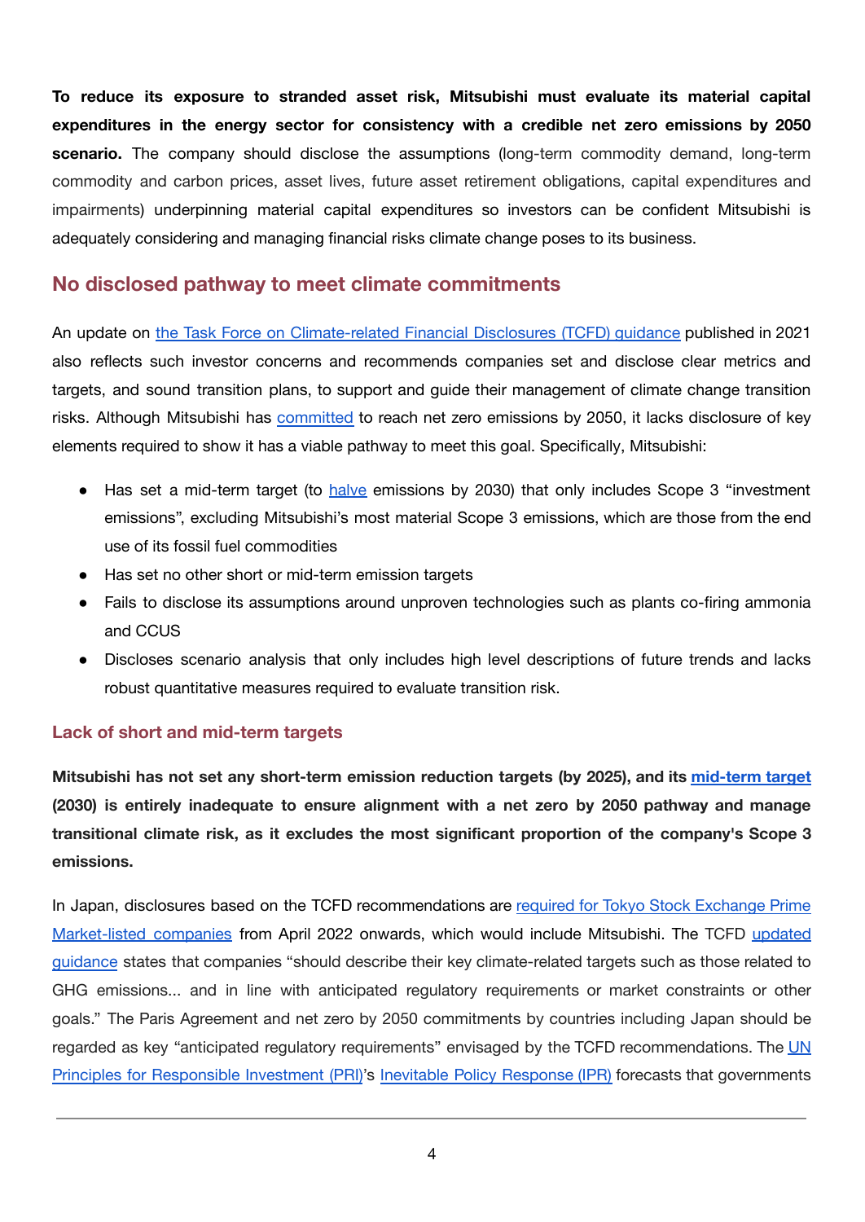**To reduce its exposure to stranded asset risk, Mitsubishi must evaluate its material capital expenditures in the energy sector for consistency with a credible net zero emissions by 2050 scenario.** The company should disclose the assumptions (long-term commodity demand, long-term commodity and carbon prices, asset lives, future asset retirement obligations, capital expenditures and impairments) underpinning material capital expenditures so investors can be confident Mitsubishi is adequately considering and managing financial risks climate change poses to its business.

## No disclosed pathway to meet climate commitments

An update on the Task Force on Climate-related Financial Disclosures (TCFD) guidance published in 2021 also reflects such investor concerns and recommends companies set and disclose clear metrics and targets, and sound transition plans, to support and guide their management of climate change transition risks. Although Mitsubishi has committed to reach net zero emissions by 2050, it lacks disclosure of key elements required to show it has a viable pathway to meet this goal. Specifically, Mitsubishi:

- Has set a mid-term target (to halve emissions by 2030) that only includes Scope 3 "investment emissions", excluding Mitsubishi's most material Scope 3 emissions, which are those from the end use of its fossil fuel commodities
- Has set no other short or mid-term emission targets
- Fails to disclose its assumptions around unproven technologies such as plants co-firing ammonia and CCUS
- Discloses scenario analysis that only includes high level descriptions of future trends and lacks robust quantitative measures required to evaluate transition risk.

### Lack of short and mid-term targets

**Mitsubishi has not set any short-term emission reduction targets (by 2025), and its mid-term target (2030) is entirely inadequate to ensure alignment with a net zero by 2050 pathway and manage transitional climate risk, as it excludes the most significant proportion of the company's Scope 3 emissions.**

In Japan, disclosures based on the TCFD recommendations are required for Tokyo Stock Exchange Prime Market-listed companies from April 2022 onwards, which would include Mitsubishi. The TCFD updated guidance states that companies "should describe their key climate-related targets such as those related to GHG emissions... and in line with anticipated regulatory requirements or market constraints or other goals." The Paris Agreement and net zero by 2050 commitments by countries including Japan should be regarded as key "anticipated regulatory requirements" envisaged by the TCFD recommendations. The UN Principles for Responsible Investment (PRI)'s Inevitable Policy Response (IPR) forecasts that governments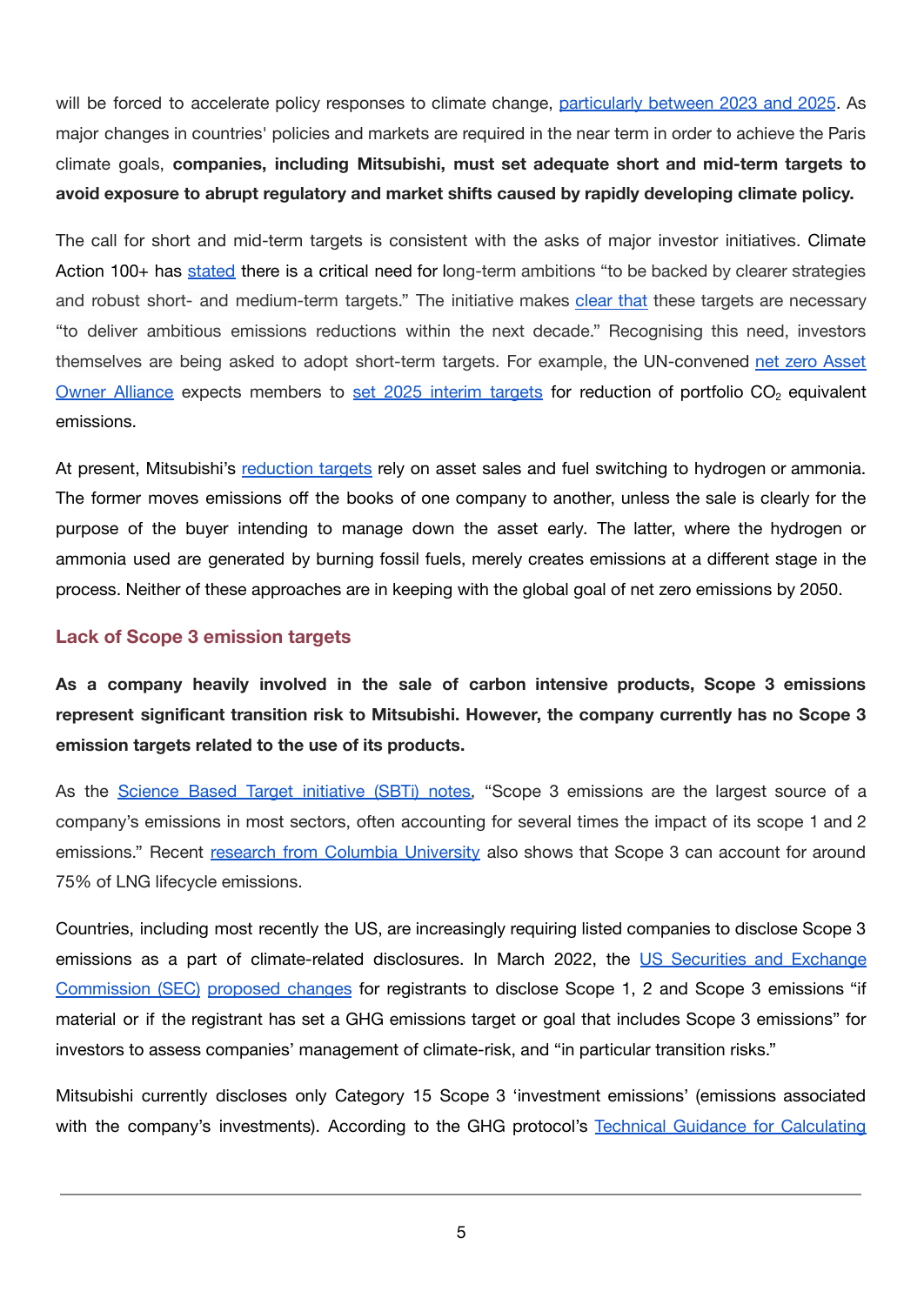will be forced to accelerate policy responses to climate change, particularly between 2023 and 2025. As major changes in countries' policies and markets are required in the near term in order to achieve the Paris climate goals, **companies, including Mitsubishi, must set adequate short and mid-term targets to avoid exposure to abrupt regulatory and market shifts caused by rapidly developing climate policy.**

The call for short and mid-term targets is consistent with the asks of major investor initiatives. Climate Action 100+ has stated there is a critical need for long-term ambitions "to be backed by clearer strategies and robust short- and medium-term targets." The initiative makes clear that these targets are necessary "to deliver ambitious emissions reductions within the next decade." Recognising this need, investors themselves are being asked to adopt short-term targets. For example, the UN-convened net zero Asset Owner Alliance expects members to set 2025 interim targets for reduction of portfolio $CO_2$ equivalent emissions.

At present, Mitsubishi's reduction targets rely on asset sales and fuel switching to hydrogen or ammonia. The former moves emissions off the books of one company to another, unless the sale is clearly for the purpose of the buyer intending to manage down the asset early. The latter, where the hydrogen or ammonia used are generated by burning fossil fuels, merely creates emissions at a different stage in the process. Neither of these approaches are in keeping with the global goal of net zero emissions by 2050.

## Lack of Scope 3 emission targets

**As a company heavily involved in the sale of carbon intensive products, Scope 3 emissions represent significant transition risk to Mitsubishi. However, the company currently has no Scope 3 emission targets related to the use of its products.**

As the Science Based Target initiative (SBTi) notes, "Scope 3 emissions are the largest source of a company's emissions in most sectors, often accounting for several times the impact of its scope 1 and 2 emissions." Recent research from Columbia University also shows that Scope 3 can account for around 75% of LNG lifecycle emissions.

Countries, including most recently the US, are increasingly requiring listed companies to disclose Scope 3 emissions as a part of climate-related disclosures. In March 2022, the US Securities and Exchange Commission (SEC) proposed changes for registrants to disclose Scope 1, 2 and Scope 3 emissions "if material or if the registrant has set a GHG emissions target or goal that includes Scope 3 emissions" for investors to assess companies' management of climate-risk, and "in particular transition risks."

Mitsubishi currently discloses only Category 15 Scope 3 'investment emissions' (emissions associated with the company's investments). According to the GHG protocol's Technical Guidance for Calculating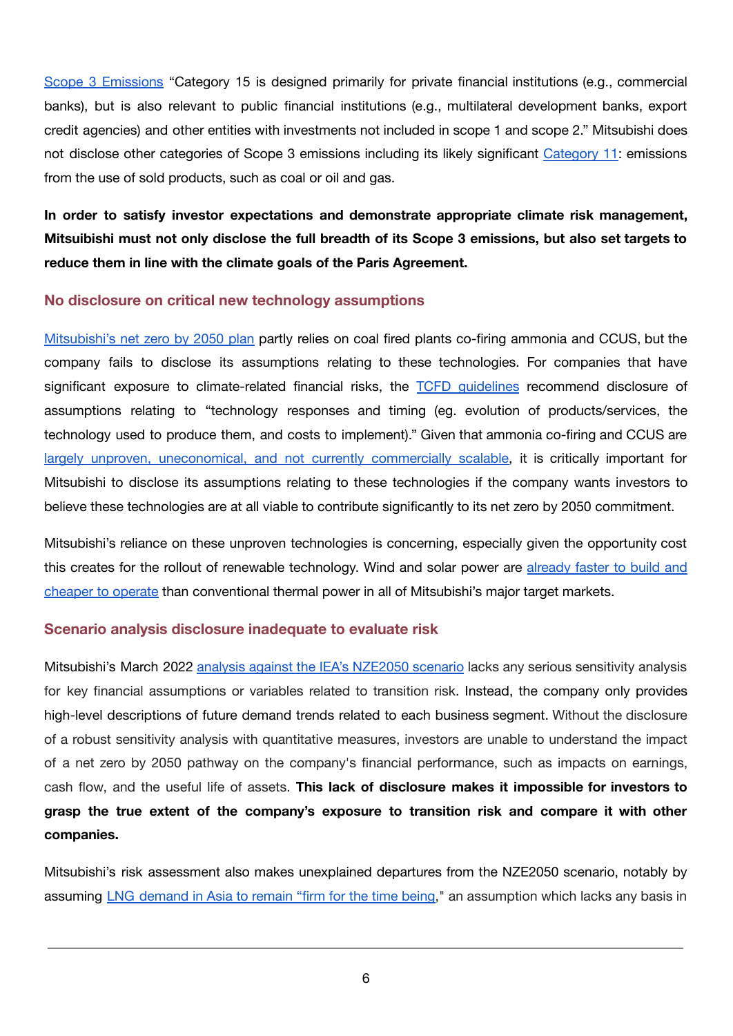Scope 3 Emissions "Category 15 is designed primarily for private financial institutions (e.g., commercial banks), but is also relevant to public financial institutions (e.g., multilateral development banks, export credit agencies) and other entities with investments not included in scope 1 and scope 2." Mitsubishi does not disclose other categories of Scope 3 emissions including its likely significant Category 11: emissions from the use of sold products, such as coal or oil and gas.

**In order to satisfy investor expectations and demonstrate appropriate climate risk management, Mitsuibishi must not only disclose the full breadth of its Scope 3 emissions, but also set targets to reduce them in line with the climate goals of the Paris Agreement.**

### No disclosure on critical new technology assumptions

Mitsubishi's net zero by 2050 plan partly relies on coal fired plants co-firing ammonia and CCUS, but the company fails to disclose its assumptions relating to these technologies. For companies that have significant exposure to climate-related financial risks, the TCFD guidelines recommend disclosure of assumptions relating to "technology responses and timing (eg. evolution of products/services, the technology used to produce them, and costs to implement)." Given that ammonia co-firing and CCUS are largely unproven, uneconomical, and not currently commercially scalable, it is critically important for Mitsubishi to disclose its assumptions relating to these technologies if the company wants investors to believe these technologies are at all viable to contribute significantly to its net zero by 2050 commitment.

Mitsubishi's reliance on these unproven technologies is concerning, especially given the opportunity cost this creates for the rollout of renewable technology. Wind and solar power are already faster to build and cheaper to operate than conventional thermal power in all of Mitsubishi's major target markets.

### Scenario analysis disclosure inadequate to evaluate risk

Mitsubishi's March 2022 analysis against the IEA's NZE2050 scenario lacks any serious sensitivity analysis for key financial assumptions or variables related to transition risk. Instead, the company only provides high-level descriptions of future demand trends related to each business segment. Without the disclosure of a robust sensitivity analysis with quantitative measures, investors are unable to understand the impact of a net zero by 2050 pathway on the company's financial performance, such as impacts on earnings, cash flow, and the useful life of assets. **This lack of disclosure makes it impossible for investors to grasp the true extent of the company's exposure to transition risk and compare it with other companies.**

Mitsubishi's risk assessment also makes unexplained departures from the NZE2050 scenario, notably by assuming LNG demand in Asia to remain "firm for the time being," an assumption which lacks any basis in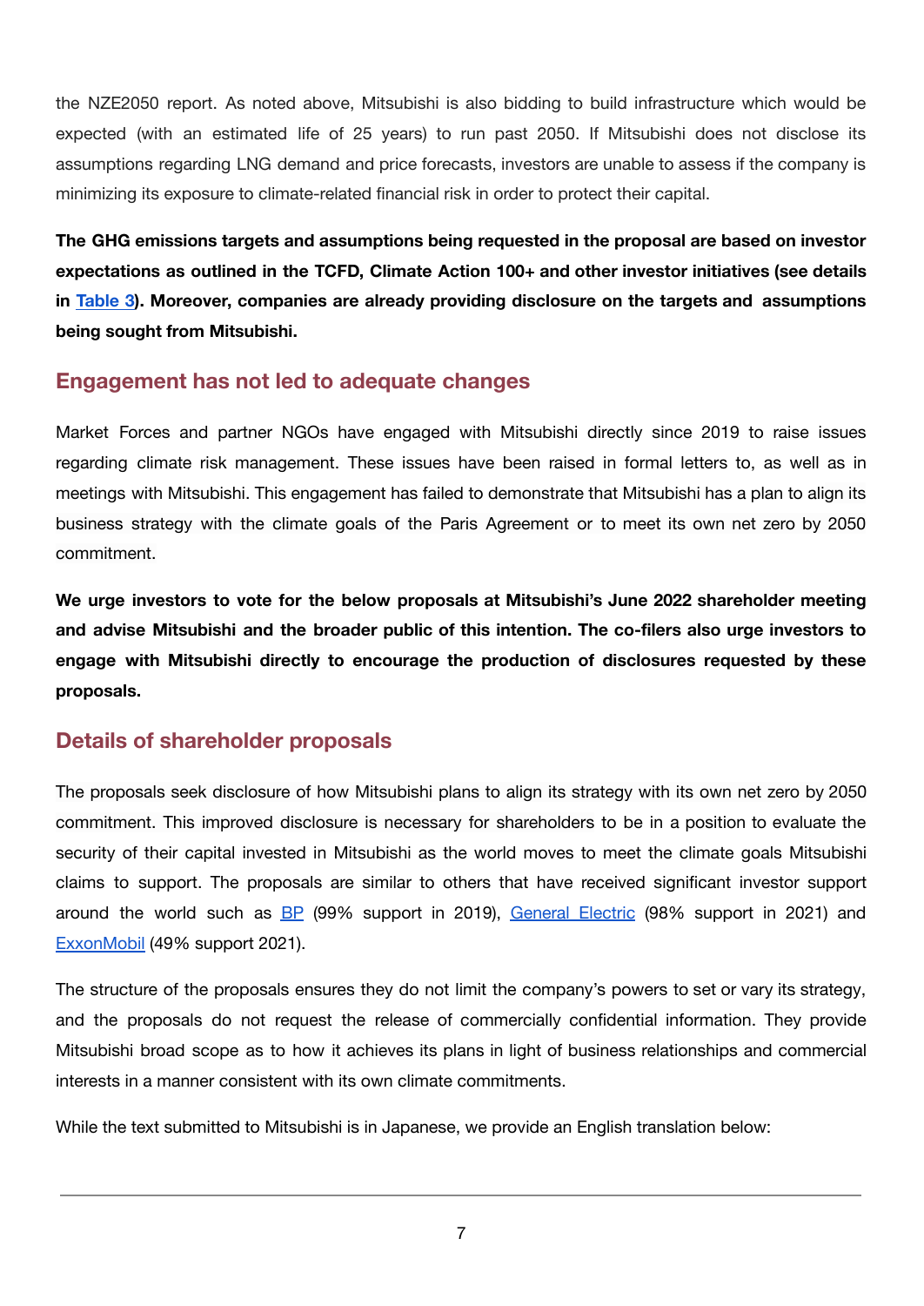the NZE2050 report. As noted above, Mitsubishi is also bidding to build infrastructure which would be expected (with an estimated life of 25 years) to run past 2050. If Mitsubishi does not disclose its assumptions regarding LNG demand and price forecasts, investors are unable to assess if the company is minimizing its exposure to climate-related financial risk in order to protect their capital.

**The GHG emissions targets and assumptions being requested in the proposal are based on investor expectations as outlined in the TCFD, Climate Action 100+ and other investor initiatives (see details in Table 3). Moreover, companies are already providing disclosure on the targets and assumptions being sought from Mitsubishi.**

## Engagement has not led to adequate changes

Market Forces and partner NGOs have engaged with Mitsubishi directly since 2019 to raise issues regarding climate risk management. These issues have been raised in formal letters to, as well as in meetings with Mitsubishi. This engagement has failed to demonstrate that Mitsubishi has a plan to align its business strategy with the climate goals of the Paris Agreement or to meet its own net zero by 2050 commitment.

**We urge investors to vote for the below proposals at Mitsubishi's June 2022 shareholder meeting and advise Mitsubishi and the broader public of this intention. The co-filers also urge investors to engage with Mitsubishi directly to encourage the production of disclosures requested by these proposals.**

## Details of shareholder proposals

The proposals seek disclosure of how Mitsubishi plans to align its strategy with its own net zero by 2050 commitment. This improved disclosure is necessary for shareholders to be in a position to evaluate the security of their capital invested in Mitsubishi as the world moves to meet the climate goals Mitsubishi claims to support. The proposals are similar to others that have received significant investor support around the world such as BP (99% support in 2019), General Electric (98% support in 2021) and ExxonMobil (49% support 2021).

The structure of the proposals ensures they do not limit the company's powers to set or vary its strategy, and the proposals do not request the release of commercially confidential information. They provide Mitsubishi broad scope as to how it achieves its plans in light of business relationships and commercial interests in a manner consistent with its own climate commitments.

While the text submitted to Mitsubishi is in Japanese, we provide an English translation below: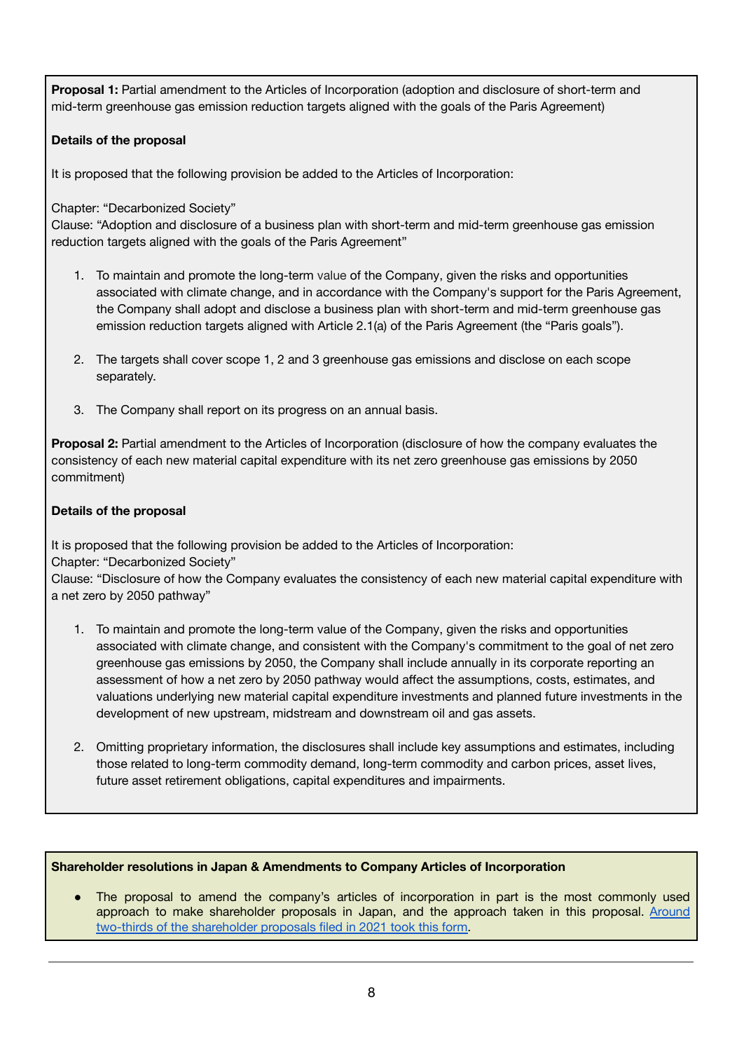**Proposal 1:** Partial amendment to the Articles of Incorporation (adoption and disclosure of short-term and mid-term greenhouse gas emission reduction targets aligned with the goals of the Paris Agreement)

**Details of the proposal**

It is proposed that the following provision be added to the Articles of Incorporation:

Chapter: "Decarbonized Society"
Clause: "Adoption and disclosure of a business plan with short-term and mid-term greenhouse gas emission reduction targets aligned with the goals of the Paris Agreement"

1. To maintain and promote the long-term value of the Company, given the risks and opportunities associated with climate change, and in accordance with the Company's support for the Paris Agreement, the Company shall adopt and disclose a business plan with short-term and mid-term greenhouse gas emission reduction targets aligned with Article 2.1(a) of the Paris Agreement (the "Paris goals").

2. The targets shall cover scope 1, 2 and 3 greenhouse gas emissions and disclose on each scope separately.

3. The Company shall report on its progress on an annual basis.

**Proposal 2:** Partial amendment to the Articles of Incorporation (disclosure of how the company evaluates the consistency of each new material capital expenditure with its net zero greenhouse gas emissions by 2050 commitment)

**Details of the proposal**

It is proposed that the following provision be added to the Articles of Incorporation:
Chapter: "Decarbonized Society"
Clause: "Disclosure of how the Company evaluates the consistency of each new material capital expenditure with a net zero by 2050 pathway"

1. To maintain and promote the long-term value of the Company, given the risks and opportunities associated with climate change, and consistent with the Company's commitment to the goal of net zero greenhouse gas emissions by 2050, the Company shall include annually in its corporate reporting an assessment of how a net zero by 2050 pathway would affect the assumptions, costs, estimates, and valuations underlying new material capital expenditure investments and planned future investments in the development of new upstream, midstream and downstream oil and gas assets.

2. Omitting proprietary information, the disclosures shall include key assumptions and estimates, including those related to long-term commodity demand, long-term commodity and carbon prices, asset lives, future asset retirement obligations, capital expenditures and impairments.

**Shareholder resolutions in Japan & Amendments to Company Articles of Incorporation**

- The proposal to amend the company's articles of incorporation in part is the most commonly used approach to make shareholder proposals in Japan, and the approach taken in this proposal. Around two-thirds of the shareholder proposals filed in 2021 took this form.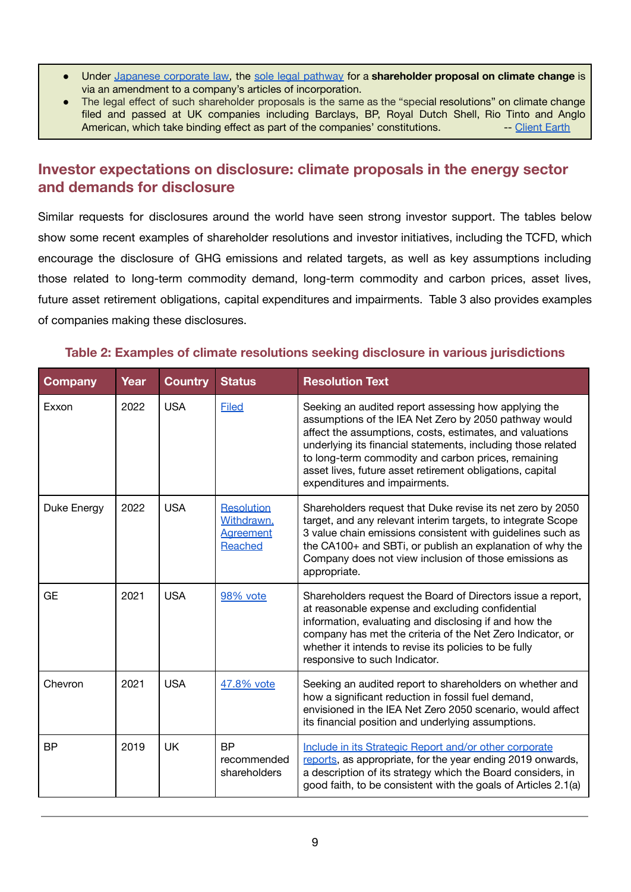- Under Japanese corporate law, the sole legal pathway for a **shareholder proposal on climate change** is via an amendment to a company's articles of incorporation.
- The legal effect of such shareholder proposals is the same as the "special resolutions" on climate change filed and passed at UK companies including Barclays, BP, Royal Dutch Shell, Rio Tinto and Anglo American, which take binding effect as part of the companies' constitutions. -- Client Earth

## Investor expectations on disclosure: climate proposals in the energy sector and demands for disclosure

Similar requests for disclosures around the world have seen strong investor support. The tables below show some recent examples of shareholder resolutions and investor initiatives, including the TCFD, which encourage the disclosure of GHG emissions and related targets, as well as key assumptions including those related to long-term commodity demand, long-term commodity and carbon prices, asset lives, future asset retirement obligations, capital expenditures and impairments. Table 3 also provides examples of companies making these disclosures.

**Table 2: Examples of climate resolutions seeking disclosure in various jurisdictions**

| Company | Year | Country | Status | Resolution Text |
|---|---|---|---|---|
| Exxon | 2022 | USA | Filed | Seeking an audited report assessing how applying the assumptions of the IEA Net Zero by 2050 pathway would affect the assumptions, costs, estimates, and valuations underlying its financial statements, including those related to long-term commodity and carbon prices, remaining asset lives, future asset retirement obligations, capital expenditures and impairments. |
| Duke Energy | 2022 | USA | Resolution Withdrawn, Agreement Reached | Shareholders request that Duke revise its net zero by 2050 target, and any relevant interim targets, to integrate Scope 3 value chain emissions consistent with guidelines such as the CA100+ and SBTi, or publish an explanation of why the Company does not view inclusion of those emissions as appropriate. |
| GE | 2021 | USA | 98% vote | Shareholders request the Board of Directors issue a report, at reasonable expense and excluding confidential information, evaluating and disclosing if and how the company has met the criteria of the Net Zero Indicator, or whether it intends to revise its policies to be fully responsive to such Indicator. |
| Chevron | 2021 | USA | 47.8% vote | Seeking an audited report to shareholders on whether and how a significant reduction in fossil fuel demand, envisioned in the IEA Net Zero 2050 scenario, would affect its financial position and underlying assumptions. |
| BP | 2019 | UK | BP recommended shareholders | Include in its Strategic Report and/or other corporate reports, as appropriate, for the year ending 2019 onwards, a description of its strategy which the Board considers, in good faith, to be consistent with the goals of Articles 2.1(a) |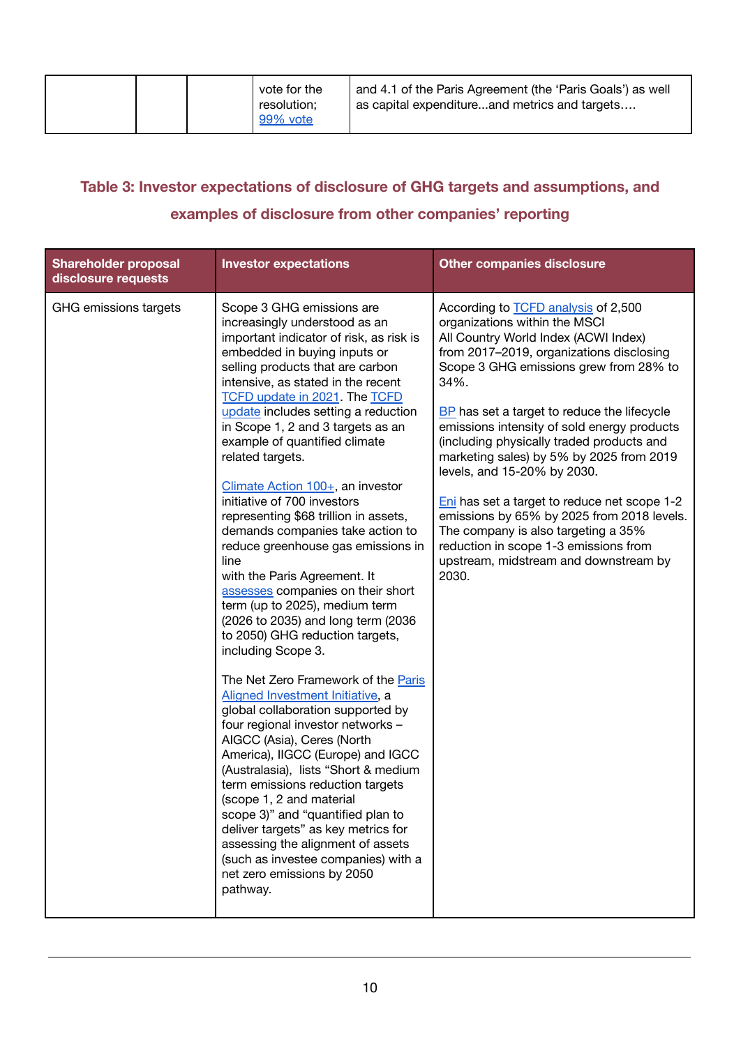| | | | vote for the resolution; 99% vote | and 4.1 of the Paris Agreement (the 'Paris Goals') as well as capital expenditure...and metrics and targets…. |
|---|---|---|---|---|

**Table 3: Investor expectations of disclosure of GHG targets and assumptions, and examples of disclosure from other companies' reporting**

| Shareholder proposal disclosure requests | Investor expectations | Other companies disclosure |
|---|---|---|
| GHG emissions targets | Scope 3 GHG emissions are increasingly understood as an important indicator of risk, as risk is embedded in buying inputs or selling products that are carbon intensive, as stated in the recent TCFD update in 2021. The TCFD update includes setting a reduction in Scope 1, 2 and 3 targets as an example of quantified climate related targets.<br><br>Climate Action 100+, an investor initiative of 700 investors representing $68 trillion in assets, demands companies take action to reduce greenhouse gas emissions in line with the Paris Agreement. It assesses companies on their short term (up to 2025), medium term (2026 to 2035) and long term (2036 to 2050) GHG reduction targets, including Scope 3.<br><br>The Net Zero Framework of the Paris Aligned Investment Initiative, a global collaboration supported by four regional investor networks – AIGCC (Asia), Ceres (North America), IIGCC (Europe) and IGCC (Australasia), lists "Short & medium term emissions reduction targets (scope 1, 2 and material scope 3)" and "quantified plan to deliver targets" as key metrics for assessing the alignment of assets (such as investee companies) with a net zero emissions by 2050 pathway. | According to TCFD analysis of 2,500 organizations within the MSCI All Country World Index (ACWI Index) from 2017–2019, organizations disclosing Scope 3 GHG emissions grew from 28% to 34%.<br><br>BP has set a target to reduce the lifecycle emissions intensity of sold energy products (including physically traded products and marketing sales) by 5% by 2025 from 2019 levels, and 15-20% by 2030.<br><br>Eni has set a target to reduce net scope 1-2 emissions by 65% by 2025 from 2018 levels. The company is also targeting a 35% reduction in scope 1-3 emissions from upstream, midstream and downstream by 2030. |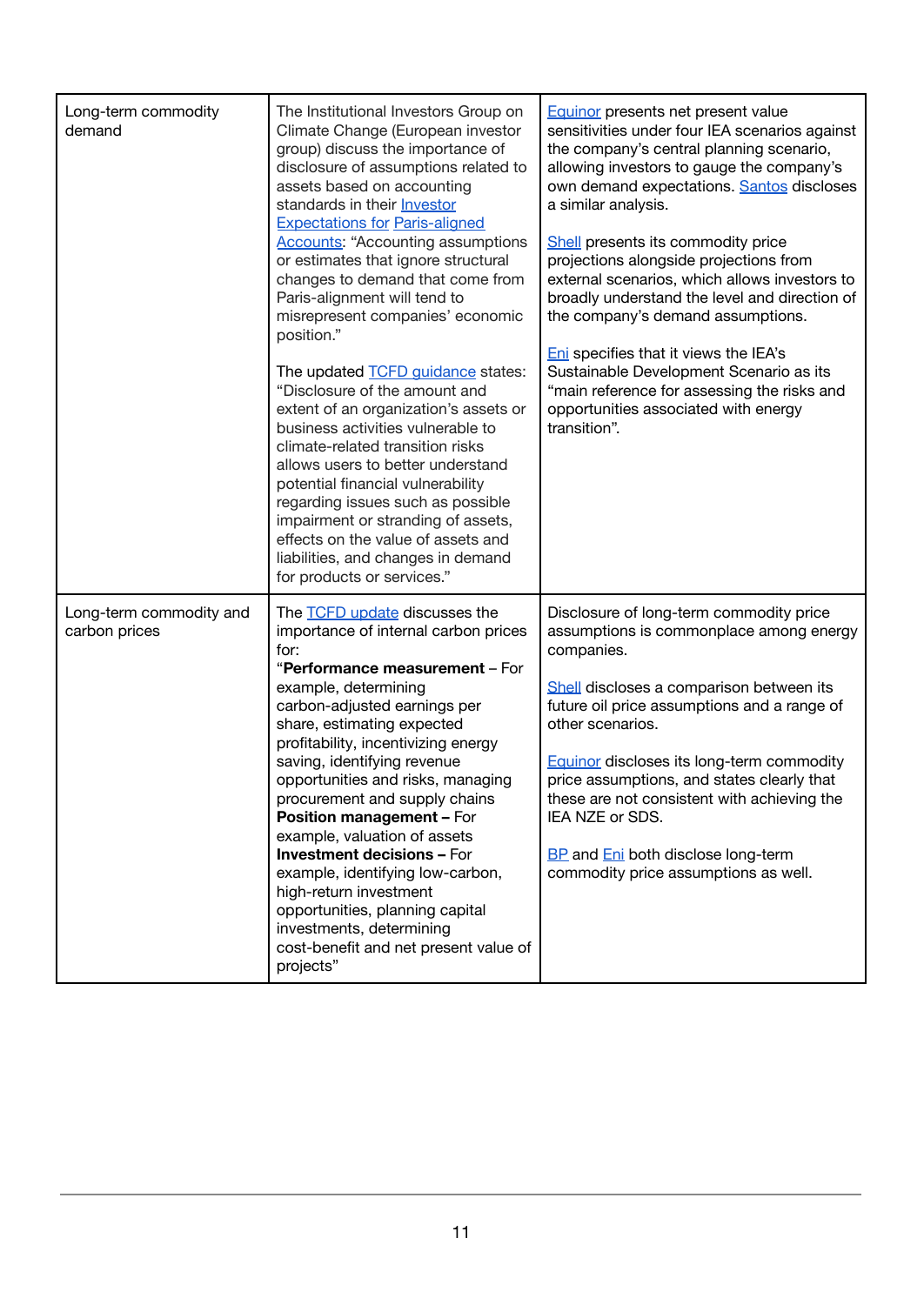| | | |
|---|---|---|
| Long-term commodity demand | The Institutional Investors Group on Climate Change (European investor group) discuss the importance of disclosure of assumptions related to assets based on accounting standards in their Investor Expectations for Paris-aligned Accounts: "Accounting assumptions or estimates that ignore structural changes to demand that come from Paris-alignment will tend to misrepresent companies' economic position."<br><br>The updated TCFD guidance states: "Disclosure of the amount and extent of an organization's assets or business activities vulnerable to climate-related transition risks allows users to better understand potential financial vulnerability regarding issues such as possible impairment or stranding of assets, effects on the value of assets and liabilities, and changes in demand for products or services." | Equinor presents net present value sensitivities under four IEA scenarios against the company's central planning scenario, allowing investors to gauge the company's own demand expectations. Santos discloses a similar analysis.<br><br>Shell presents its commodity price projections alongside projections from external scenarios, which allows investors to broadly understand the level and direction of the company's demand assumptions.<br><br>Eni specifies that it views the IEA's Sustainable Development Scenario as its "main reference for assessing the risks and opportunities associated with energy transition". |
| Long-term commodity and carbon prices | The TCFD update discusses the importance of internal carbon prices for:<br>"**Performance measurement** – For example, determining carbon-adjusted earnings per share, estimating expected profitability, incentivizing energy saving, identifying revenue opportunities and risks, managing procurement and supply chains<br>**Position management –** For example, valuation of assets<br>**Investment decisions –** For example, identifying low-carbon, high-return investment opportunities, planning capital investments, determining cost-benefit and net present value of projects" | Disclosure of long-term commodity price assumptions is commonplace among energy companies.<br><br>Shell discloses a comparison between its future oil price assumptions and a range of other scenarios.<br><br>Equinor discloses its long-term commodity price assumptions, and states clearly that these are not consistent with achieving the IEA NZE or SDS.<br><br>BP and Eni both disclose long-term commodity price assumptions as well. |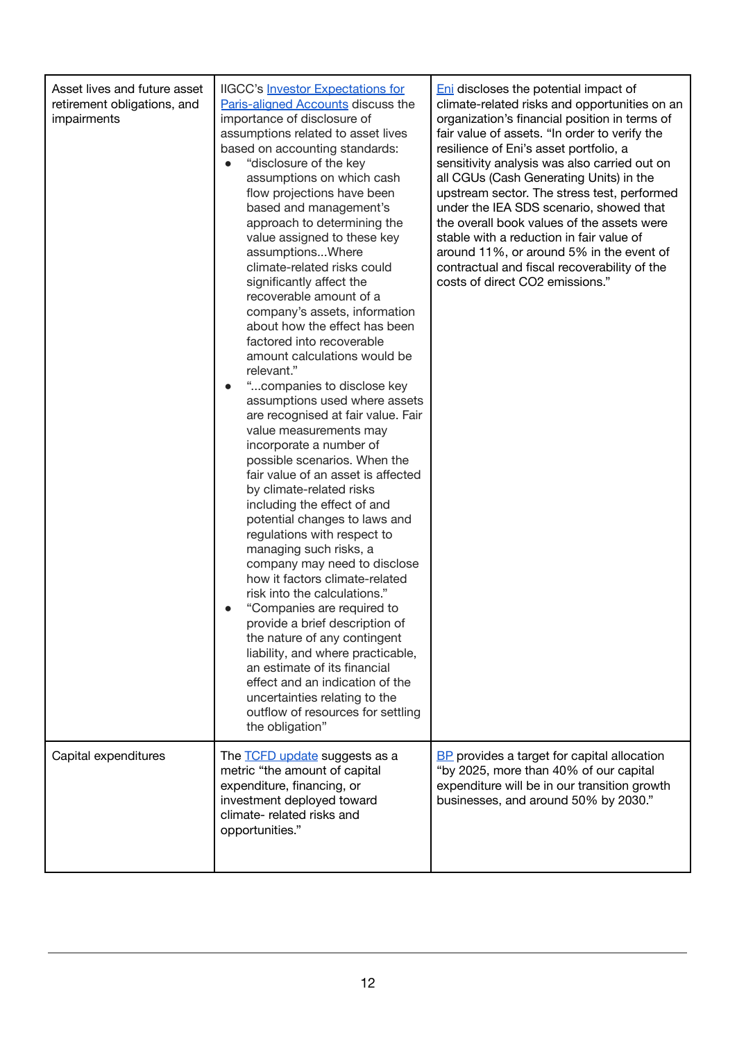| | | |
|---|---|---|
| Asset lives and future asset retirement obligations, and impairments | IIGCC's Investor Expectations for Paris-aligned Accounts discuss the importance of disclosure of assumptions related to asset lives based on accounting standards:<br>• "disclosure of the key assumptions on which cash flow projections have been based and management's approach to determining the value assigned to these key assumptions...Where climate-related risks could significantly affect the recoverable amount of a company's assets, information about how the effect has been factored into recoverable amount calculations would be relevant."<br>• "...companies to disclose key assumptions used where assets are recognised at fair value. Fair value measurements may incorporate a number of possible scenarios. When the fair value of an asset is affected by climate-related risks including the effect of and potential changes to laws and regulations with respect to managing such risks, a company may need to disclose how it factors climate-related risk into the calculations."<br>• "Companies are required to provide a brief description of the nature of any contingent liability, and where practicable, an estimate of its financial effect and an indication of the uncertainties relating to the outflow of resources for settling the obligation" | Eni discloses the potential impact of climate-related risks and opportunities on an organization's financial position in terms of fair value of assets. "In order to verify the resilience of Eni's asset portfolio, a sensitivity analysis was also carried out on all CGUs (Cash Generating Units) in the upstream sector. The stress test, performed under the IEA SDS scenario, showed that the overall book values of the assets were stable with a reduction in fair value of around 11%, or around 5% in the event of contractual and fiscal recoverability of the costs of direct $CO_2$ emissions." |
| Capital expenditures | The TCFD update suggests as a metric "the amount of capital expenditure, financing, or investment deployed toward climate- related risks and opportunities." | BP provides a target for capital allocation "by 2025, more than 40% of our capital expenditure will be in our transition growth businesses, and around 50% by 2030." |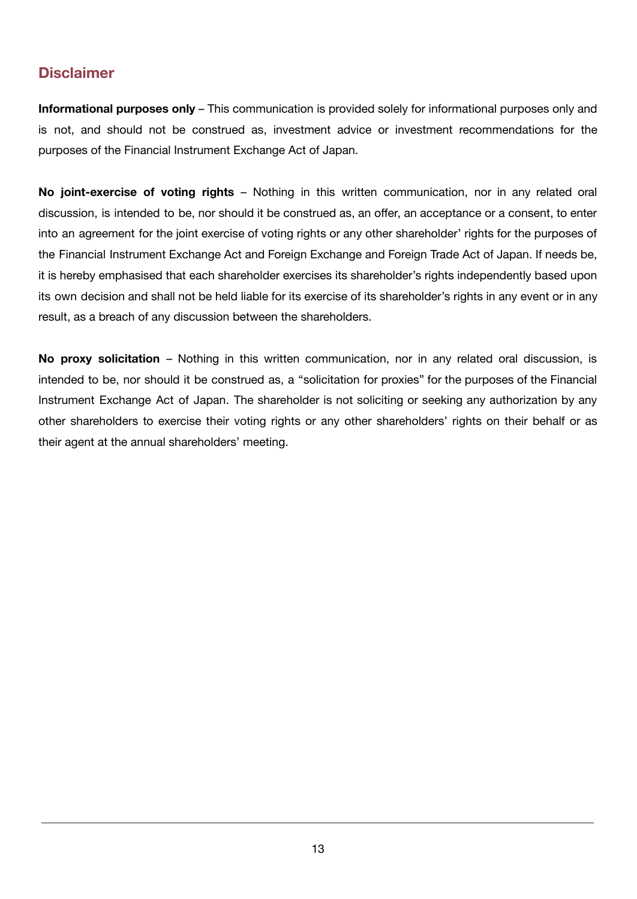## Disclaimer

**Informational purposes only** – This communication is provided solely for informational purposes only and is not, and should not be construed as, investment advice or investment recommendations for the purposes of the Financial Instrument Exchange Act of Japan.

**No joint-exercise of voting rights** – Nothing in this written communication, nor in any related oral discussion, is intended to be, nor should it be construed as, an offer, an acceptance or a consent, to enter into an agreement for the joint exercise of voting rights or any other shareholder' rights for the purposes of the Financial Instrument Exchange Act and Foreign Exchange and Foreign Trade Act of Japan. If needs be, it is hereby emphasised that each shareholder exercises its shareholder's rights independently based upon its own decision and shall not be held liable for its exercise of its shareholder's rights in any event or in any result, as a breach of any discussion between the shareholders.

**No proxy solicitation** – Nothing in this written communication, nor in any related oral discussion, is intended to be, nor should it be construed as, a "solicitation for proxies" for the purposes of the Financial Instrument Exchange Act of Japan. The shareholder is not soliciting or seeking any authorization by any other shareholders to exercise their voting rights or any other shareholders' rights on their behalf or as their agent at the annual shareholders' meeting.